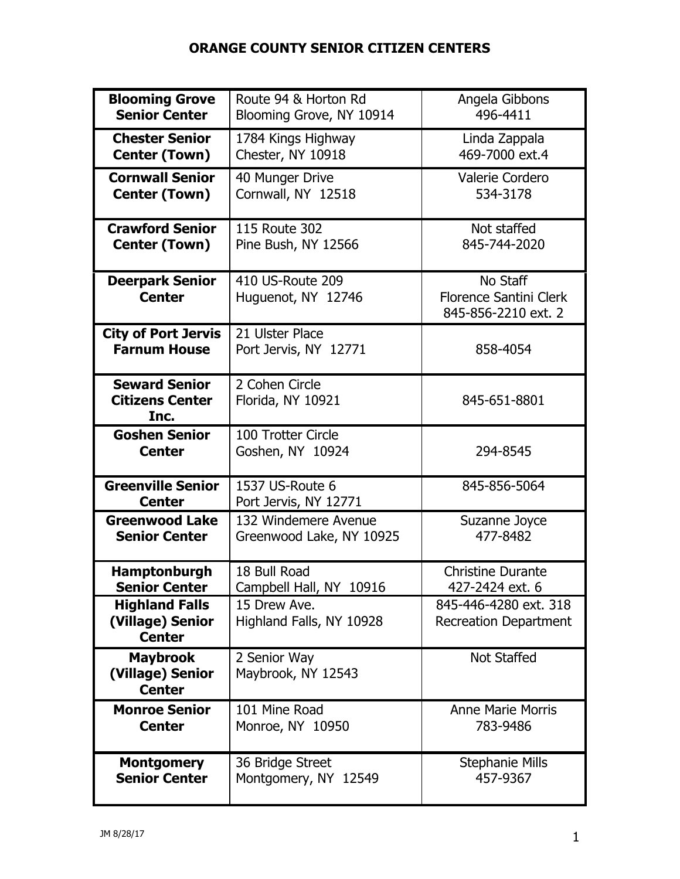# ORANGE COUNTY SENIOR CITIZEN CENTERS

| Center | Address | Contact |
|---|---|---|
| **Blooming Grove Senior Center** | Route 94 & Horton Rd<br>Blooming Grove, NY 10914 | Angela Gibbons<br>496-4411 |
| **Chester Senior Center (Town)** | 1784 Kings Highway<br>Chester, NY 10918 | Linda Zappala<br>469-7000 ext.4 |
| **Cornwall Senior Center (Town)** | 40 Munger Drive<br>Cornwall, NY 12518 | Valerie Cordero<br>534-3178 |
| **Crawford Senior Center (Town)** | 115 Route 302<br>Pine Bush, NY 12566 | Not staffed<br>845-744-2020 |
| **Deerpark Senior Center** | 410 US-Route 209<br>Huguenot, NY 12746 | No Staff<br>Florence Santini Clerk<br>845-856-2210 ext. 2 |
| **City of Port Jervis Farnum House** | 21 Ulster Place<br>Port Jervis, NY 12771 | 858-4054 |
| **Seward Senior Citizens Center Inc.** | 2 Cohen Circle<br>Florida, NY 10921 | 845-651-8801 |
| **Goshen Senior Center** | 100 Trotter Circle<br>Goshen, NY 10924 | 294-8545 |
| **Greenville Senior Center** | 1537 US-Route 6<br>Port Jervis, NY 12771 | 845-856-5064 |
| **Greenwood Lake Senior Center** | 132 Windemere Avenue<br>Greenwood Lake, NY 10925 | Suzanne Joyce<br>477-8482 |
| **Hamptonburgh Senior Center** | 18 Bull Road<br>Campbell Hall, NY 10916 | Christine Durante<br>427-2424 ext. 6 |
| **Highland Falls (Village) Senior Center** | 15 Drew Ave.<br>Highland Falls, NY 10928 | 845-446-4280 ext. 318<br>Recreation Department |
| **Maybrook (Village) Senior Center** | 2 Senior Way<br>Maybrook, NY 12543 | Not Staffed |
| **Monroe Senior Center** | 101 Mine Road<br>Monroe, NY 10950 | Anne Marie Morris<br>783-9486 |
| **Montgomery Senior Center** | 36 Bridge Street<br>Montgomery, NY 12549 | Stephanie Mills<br>457-9367 |

JM 8/28/17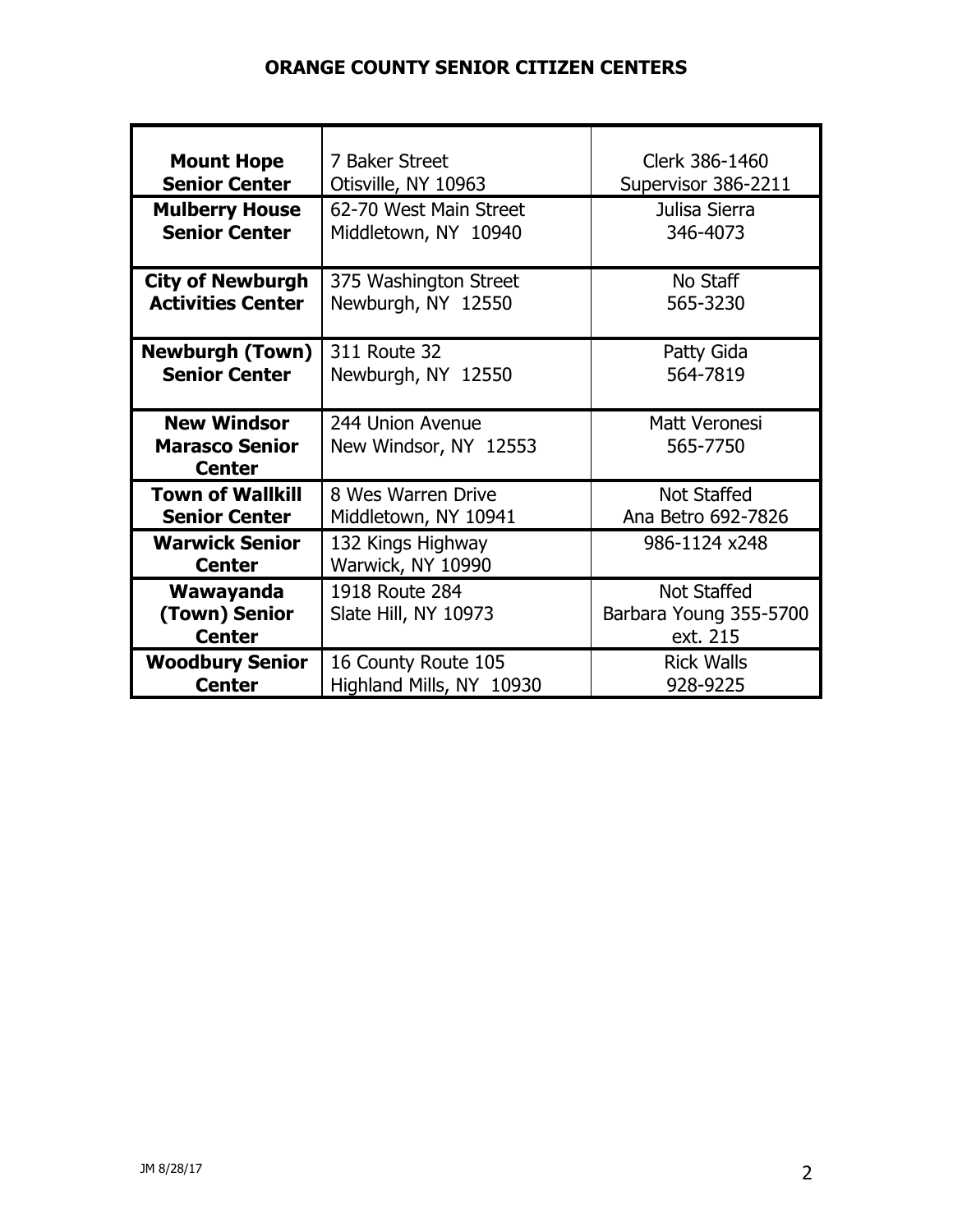## ORANGE COUNTY SENIOR CITIZEN CENTERS

| | | |
|---|---|---|
| **Mount Hope Senior Center** | 7 Baker Street Otisville, NY 10963 | Clerk 386-1460 Supervisor 386-2211 |
| **Mulberry House Senior Center** | 62-70 West Main Street Middletown, NY 10940 | Julisa Sierra 346-4073 |
| **City of Newburgh Activities Center** | 375 Washington Street Newburgh, NY 12550 | No Staff 565-3230 |
| **Newburgh (Town) Senior Center** | 311 Route 32 Newburgh, NY 12550 | Patty Gida 564-7819 |
| **New Windsor Marasco Senior Center** | 244 Union Avenue New Windsor, NY 12553 | Matt Veronesi 565-7750 |
| **Town of Wallkill Senior Center** | 8 Wes Warren Drive Middletown, NY 10941 | Not Staffed Ana Betro 692-7826 |
| **Warwick Senior Center** | 132 Kings Highway Warwick, NY 10990 | 986-1124 x248 |
| **Wawayanda (Town) Senior Center** | 1918 Route 284 Slate Hill, NY 10973 | Not Staffed Barbara Young 355-5700 ext. 215 |
| **Woodbury Senior Center** | 16 County Route 105 Highland Mills, NY 10930 | Rick Walls 928-9225 |

JM 8/28/17